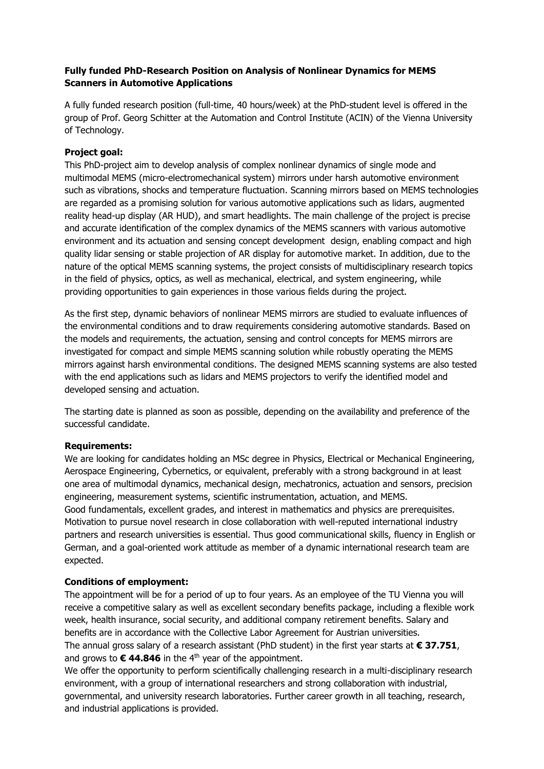**Fully funded PhD-Research Position on Analysis of Nonlinear Dynamics for MEMS Scanners in Automotive Applications**

A fully funded research position (full-time, 40 hours/week) at the PhD-student level is offered in the group of Prof. Georg Schitter at the Automation and Control Institute (ACIN) of the Vienna University of Technology.

**Project goal:**

This PhD-project aim to develop analysis of complex nonlinear dynamics of single mode and multimodal MEMS (micro-electromechanical system) mirrors under harsh automotive environment such as vibrations, shocks and temperature fluctuation. Scanning mirrors based on MEMS technologies are regarded as a promising solution for various automotive applications such as lidars, augmented reality head-up display (AR HUD), and smart headlights. The main challenge of the project is precise and accurate identification of the complex dynamics of the MEMS scanners with various automotive environment and its actuation and sensing concept development design, enabling compact and high quality lidar sensing or stable projection of AR display for automotive market. In addition, due to the nature of the optical MEMS scanning systems, the project consists of multidisciplinary research topics in the field of physics, optics, as well as mechanical, electrical, and system engineering, while providing opportunities to gain experiences in those various fields during the project.

As the first step, dynamic behaviors of nonlinear MEMS mirrors are studied to evaluate influences of the environmental conditions and to draw requirements considering automotive standards. Based on the models and requirements, the actuation, sensing and control concepts for MEMS mirrors are investigated for compact and simple MEMS scanning solution while robustly operating the MEMS mirrors against harsh environmental conditions. The designed MEMS scanning systems are also tested with the end applications such as lidars and MEMS projectors to verify the identified model and developed sensing and actuation.

The starting date is planned as soon as possible, depending on the availability and preference of the successful candidate.

**Requirements:**

We are looking for candidates holding an MSc degree in Physics, Electrical or Mechanical Engineering, Aerospace Engineering, Cybernetics, or equivalent, preferably with a strong background in at least one area of multimodal dynamics, mechanical design, mechatronics, actuation and sensors, precision engineering, measurement systems, scientific instrumentation, actuation, and MEMS.
Good fundamentals, excellent grades, and interest in mathematics and physics are prerequisites. Motivation to pursue novel research in close collaboration with well-reputed international industry partners and research universities is essential. Thus good communicational skills, fluency in English or German, and a goal-oriented work attitude as member of a dynamic international research team are expected.

**Conditions of employment:**

The appointment will be for a period of up to four years. As an employee of the TU Vienna you will receive a competitive salary as well as excellent secondary benefits package, including a flexible work week, health insurance, social security, and additional company retirement benefits. Salary and benefits are in accordance with the Collective Labor Agreement for Austrian universities.
The annual gross salary of a research assistant (PhD student) in the first year starts at **€ 37.751**, and grows to **€ 44.846** in the 4th year of the appointment.
We offer the opportunity to perform scientifically challenging research in a multi-disciplinary research environment, with a group of international researchers and strong collaboration with industrial, governmental, and university research laboratories. Further career growth in all teaching, research, and industrial applications is provided.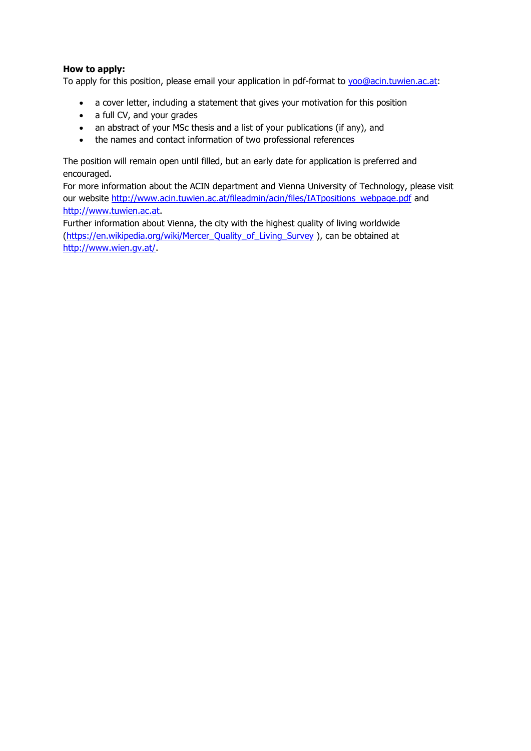**How to apply:**

To apply for this position, please email your application in pdf-format to yoo@acin.tuwien.ac.at:

- a cover letter, including a statement that gives your motivation for this position
- a full CV, and your grades
- an abstract of your MSc thesis and a list of your publications (if any), and
- the names and contact information of two professional references

The position will remain open until filled, but an early date for application is preferred and encouraged.

For more information about the ACIN department and Vienna University of Technology, please visit our website http://www.acin.tuwien.ac.at/fileadmin/acin/files/IATpositions_webpage.pdf and http://www.tuwien.ac.at.

Further information about Vienna, the city with the highest quality of living worldwide (https://en.wikipedia.org/wiki/Mercer_Quality_of_Living_Survey ), can be obtained at http://www.wien.gv.at/.